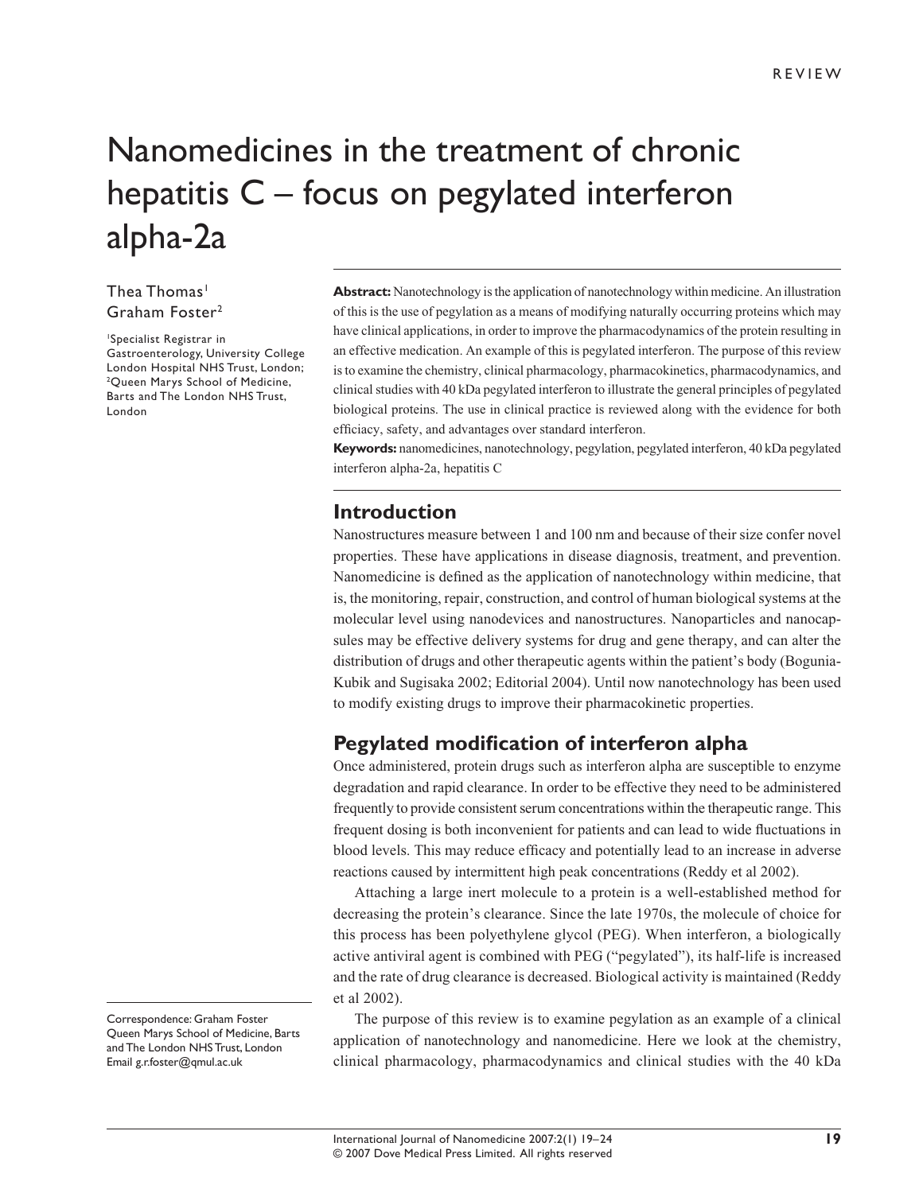REVIEW

# Nanomedicines in the treatment of chronic hepatitis C – focus on pegylated interferon alpha-2a

Thea Thomas[1]
Graham Foster[2]

[1]Specialist Registrar in Gastroenterology, University College London Hospital NHS Trust, London; [2]Queen Marys School of Medicine, Barts and The London NHS Trust, London

Correspondence: Graham Foster
Queen Marys School of Medicine, Barts and The London NHS Trust, London
Email g.r.foster@qmul.ac.uk

**Abstract:** Nanotechnology is the application of nanotechnology within medicine. An illustration of this is the use of pegylation as a means of modifying naturally occurring proteins which may have clinical applications, in order to improve the pharmacodynamics of the protein resulting in an effective medication. An example of this is pegylated interferon. The purpose of this review is to examine the chemistry, clinical pharmacology, pharmacokinetics, pharmacodynamics, and clinical studies with 40 kDa pegylated interferon to illustrate the general principles of pegylated biological proteins. The use in clinical practice is reviewed along with the evidence for both efficiacy, safety, and advantages over standard interferon.

**Keywords:** nanomedicines, nanotechnology, pegylation, pegylated interferon, 40 kDa pegylated interferon alpha-2a, hepatitis C

## Introduction

Nanostructures measure between 1 and 100 nm and because of their size confer novel properties. These have applications in disease diagnosis, treatment, and prevention. Nanomedicine is defined as the application of nanotechnology within medicine, that is, the monitoring, repair, construction, and control of human biological systems at the molecular level using nanodevices and nanostructures. Nanoparticles and nanocapsules may be effective delivery systems for drug and gene therapy, and can alter the distribution of drugs and other therapeutic agents within the patient's body (Bogunia-Kubik and Sugisaka 2002; Editorial 2004). Until now nanotechnology has been used to modify existing drugs to improve their pharmacokinetic properties.

## Pegylated modification of interferon alpha

Once administered, protein drugs such as interferon alpha are susceptible to enzyme degradation and rapid clearance. In order to be effective they need to be administered frequently to provide consistent serum concentrations within the therapeutic range. This frequent dosing is both inconvenient for patients and can lead to wide fluctuations in blood levels. This may reduce efficacy and potentially lead to an increase in adverse reactions caused by intermittent high peak concentrations (Reddy et al 2002).

Attaching a large inert molecule to a protein is a well-established method for decreasing the protein's clearance. Since the late 1970s, the molecule of choice for this process has been polyethylene glycol (PEG). When interferon, a biologically active antiviral agent is combined with PEG ("pegylated"), its half-life is increased and the rate of drug clearance is decreased. Biological activity is maintained (Reddy et al 2002).

The purpose of this review is to examine pegylation as an example of a clinical application of nanotechnology and nanomedicine. Here we look at the chemistry, clinical pharmacology, pharmacodynamics and clinical studies with the 40 kDa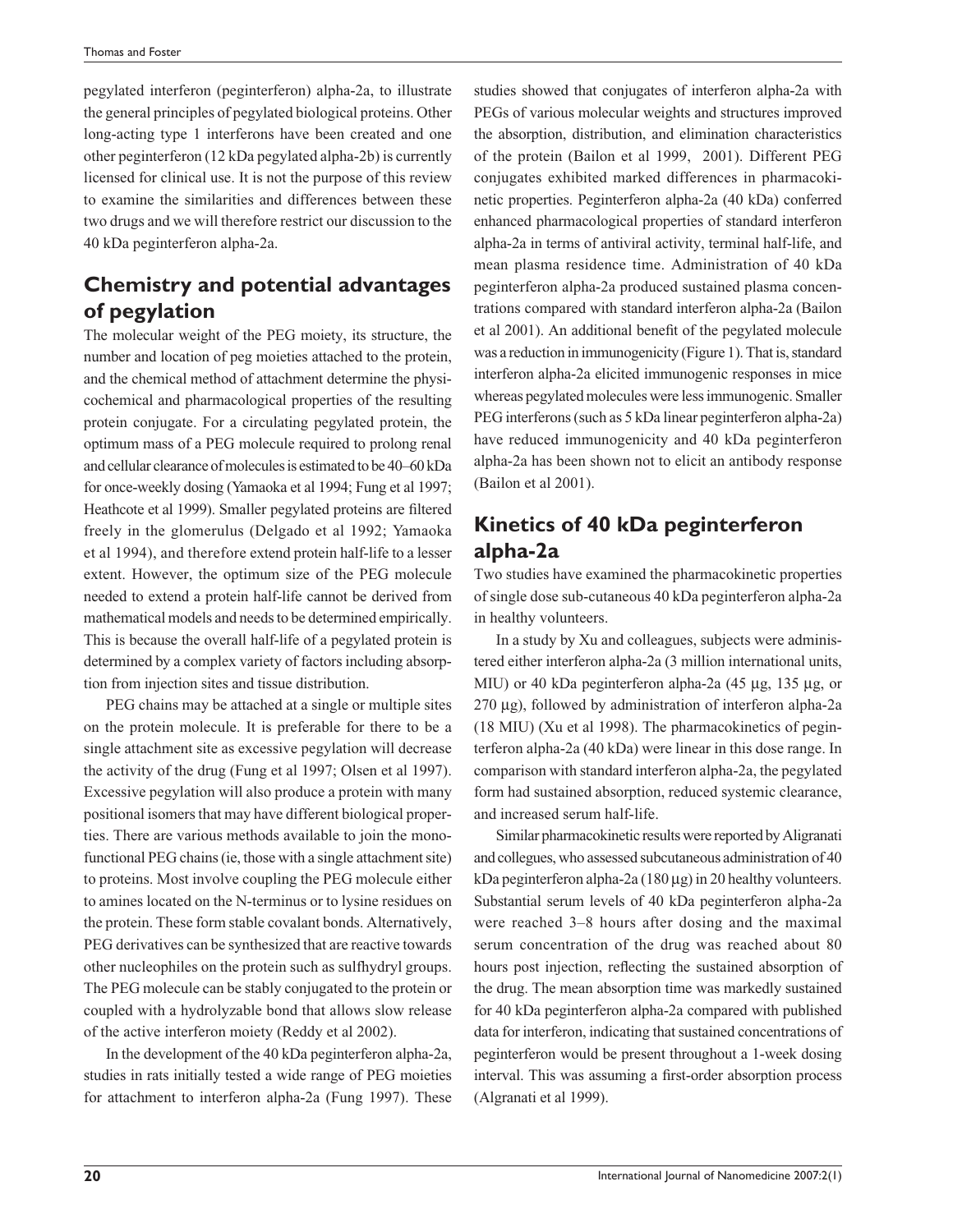pegylated interferon (peginterferon) alpha-2a, to illustrate the general principles of pegylated biological proteins. Other long-acting type 1 interferons have been created and one other peginterferon (12 kDa pegylated alpha-2b) is currently licensed for clinical use. It is not the purpose of this review to examine the similarities and differences between these two drugs and we will therefore restrict our discussion to the 40 kDa peginterferon alpha-2a.

## Chemistry and potential advantages of pegylation

The molecular weight of the PEG moiety, its structure, the number and location of peg moieties attached to the protein, and the chemical method of attachment determine the physicochemical and pharmacological properties of the resulting protein conjugate. For a circulating pegylated protein, the optimum mass of a PEG molecule required to prolong renal and cellular clearance of molecules is estimated to be 40–60 kDa for once-weekly dosing (Yamaoka et al 1994; Fung et al 1997; Heathcote et al 1999). Smaller pegylated proteins are filtered freely in the glomerulus (Delgado et al 1992; Yamaoka et al 1994), and therefore extend protein half-life to a lesser extent. However, the optimum size of the PEG molecule needed to extend a protein half-life cannot be derived from mathematical models and needs to be determined empirically. This is because the overall half-life of a pegylated protein is determined by a complex variety of factors including absorption from injection sites and tissue distribution.

PEG chains may be attached at a single or multiple sites on the protein molecule. It is preferable for there to be a single attachment site as excessive pegylation will decrease the activity of the drug (Fung et al 1997; Olsen et al 1997). Excessive pegylation will also produce a protein with many positional isomers that may have different biological properties. There are various methods available to join the monofunctional PEG chains (ie, those with a single attachment site) to proteins. Most involve coupling the PEG molecule either to amines located on the N-terminus or to lysine residues on the protein. These form stable covalant bonds. Alternatively, PEG derivatives can be synthesized that are reactive towards other nucleophiles on the protein such as sulfhydryl groups. The PEG molecule can be stably conjugated to the protein or coupled with a hydrolyzable bond that allows slow release of the active interferon moiety (Reddy et al 2002).

In the development of the 40 kDa peginterferon alpha-2a, studies in rats initially tested a wide range of PEG moieties for attachment to interferon alpha-2a (Fung 1997). These studies showed that conjugates of interferon alpha-2a with PEGs of various molecular weights and structures improved the absorption, distribution, and elimination characteristics of the protein (Bailon et al 1999, 2001). Different PEG conjugates exhibited marked differences in pharmacokinetic properties. Peginterferon alpha-2a (40 kDa) conferred enhanced pharmacological properties of standard interferon alpha-2a in terms of antiviral activity, terminal half-life, and mean plasma residence time. Administration of 40 kDa peginterferon alpha-2a produced sustained plasma concentrations compared with standard interferon alpha-2a (Bailon et al 2001). An additional benefit of the pegylated molecule was a reduction in immunogenicity (Figure 1). That is, standard interferon alpha-2a elicited immunogenic responses in mice whereas pegylated molecules were less immunogenic. Smaller PEG interferons (such as 5 kDa linear peginterferon alpha-2a) have reduced immunogenicity and 40 kDa peginterferon alpha-2a has been shown not to elicit an antibody response (Bailon et al 2001).

## Kinetics of 40 kDa peginterferon alpha-2a

Two studies have examined the pharmacokinetic properties of single dose sub-cutaneous 40 kDa peginterferon alpha-2a in healthy volunteers.

In a study by Xu and colleagues, subjects were administered either interferon alpha-2a (3 million international units, MIU) or 40 kDa peginterferon alpha-2a (45 μg, 135 μg, or 270 μg), followed by administration of interferon alpha-2a (18 MIU) (Xu et al 1998). The pharmacokinetics of peginterferon alpha-2a (40 kDa) were linear in this dose range. In comparison with standard interferon alpha-2a, the pegylated form had sustained absorption, reduced systemic clearance, and increased serum half-life.

Similar pharmacokinetic results were reported by Aligranati and collegues, who assessed subcutaneous administration of 40 kDa peginterferon alpha-2a (180 μg) in 20 healthy volunteers. Substantial serum levels of 40 kDa peginterferon alpha-2a were reached 3–8 hours after dosing and the maximal serum concentration of the drug was reached about 80 hours post injection, reflecting the sustained absorption of the drug. The mean absorption time was markedly sustained for 40 kDa peginterferon alpha-2a compared with published data for interferon, indicating that sustained concentrations of peginterferon would be present throughout a 1-week dosing interval. This was assuming a first-order absorption process (Algranati et al 1999).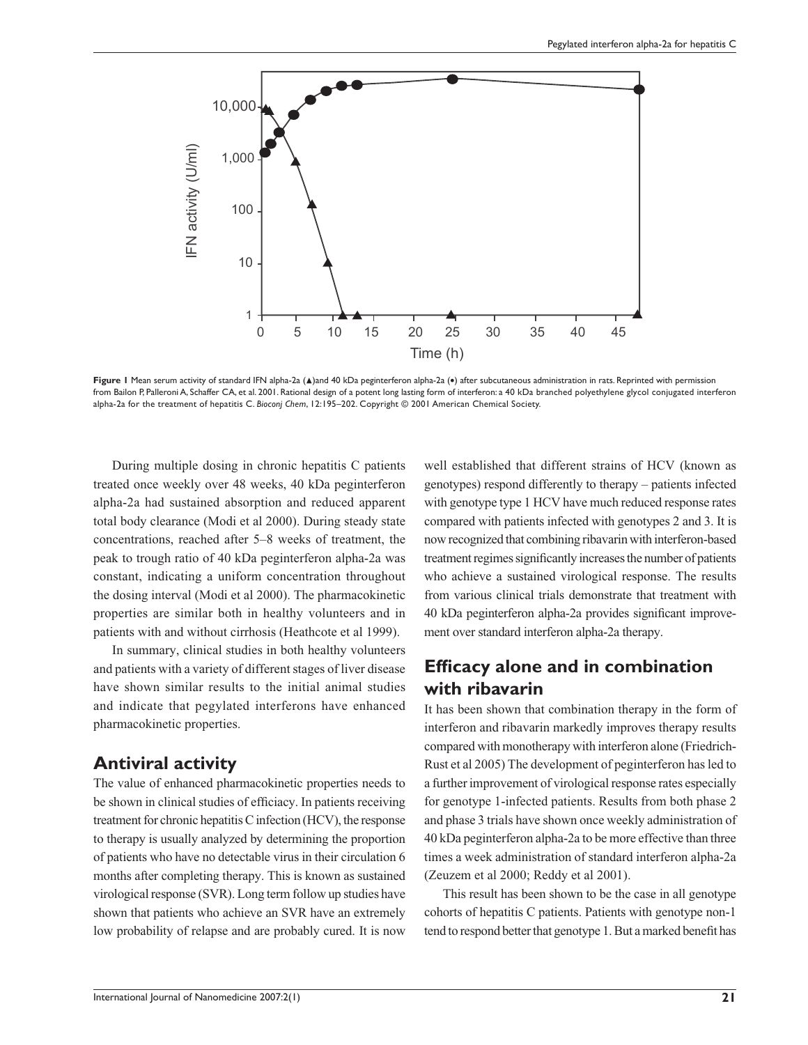IFN activity (U/ml)

10,000

1,000

100

10

1

0 5 10 15 20 25 30 35 40 45

Time (h)

**Figure 1** Mean serum activity of standard IFN alpha-2a (▲)and 40 kDa peginterferon alpha-2a (•) after subcutaneous administration in rats. Reprinted with permission from Bailon P, Palleroni A, Schaffer CA, et al. 2001. Rational design of a potent long lasting form of interferon: a 40 kDa branched polyethylene glycol conjugated interferon alpha-2a for the treatment of hepatitis C. *Bioconj Chem*, 12:195–202. Copyright © 2001 American Chemical Society.

During multiple dosing in chronic hepatitis C patients treated once weekly over 48 weeks, 40 kDa peginterferon alpha-2a had sustained absorption and reduced apparent total body clearance (Modi et al 2000). During steady state concentrations, reached after 5–8 weeks of treatment, the peak to trough ratio of 40 kDa peginterferon alpha-2a was constant, indicating a uniform concentration throughout the dosing interval (Modi et al 2000). The pharmacokinetic properties are similar both in healthy volunteers and in patients with and without cirrhosis (Heathcote et al 1999).

In summary, clinical studies in both healthy volunteers and patients with a variety of different stages of liver disease have shown similar results to the initial animal studies and indicate that pegylated interferons have enhanced pharmacokinetic properties.

## Antiviral activity

The value of enhanced pharmacokinetic properties needs to be shown in clinical studies of efficacy. In patients receiving treatment for chronic hepatitis C infection (HCV), the response to therapy is usually analyzed by determining the proportion of patients who have no detectable virus in their circulation 6 months after completing therapy. This is known as sustained virological response (SVR). Long term follow up studies have shown that patients who achieve an SVR have an extremely low probability of relapse and are probably cured. It is now well established that different strains of HCV (known as genotypes) respond differently to therapy – patients infected with genotype type 1 HCV have much reduced response rates compared with patients infected with genotypes 2 and 3. It is now recognized that combining ribavarin with interferon-based treatment regimes significantly increases the number of patients who achieve a sustained virological response. The results from various clinical trials demonstrate that treatment with 40 kDa peginterferon alpha-2a provides significant improvement over standard interferon alpha-2a therapy.

## Efficacy alone and in combination with ribavarin

It has been shown that combination therapy in the form of interferon and ribavarin markedly improves therapy results compared with monotherapy with interferon alone (Friedrich-Rust et al 2005) The development of peginterferon has led to a further improvement of virological response rates especially for genotype 1-infected patients. Results from both phase 2 and phase 3 trials have shown once weekly administration of 40 kDa peginterferon alpha-2a to be more effective than three times a week administration of standard interferon alpha-2a (Zeuzem et al 2000; Reddy et al 2001).

This result has been shown to be the case in all genotype cohorts of hepatitis C patients. Patients with genotype non-1 tend to respond better that genotype 1. But a marked benefit has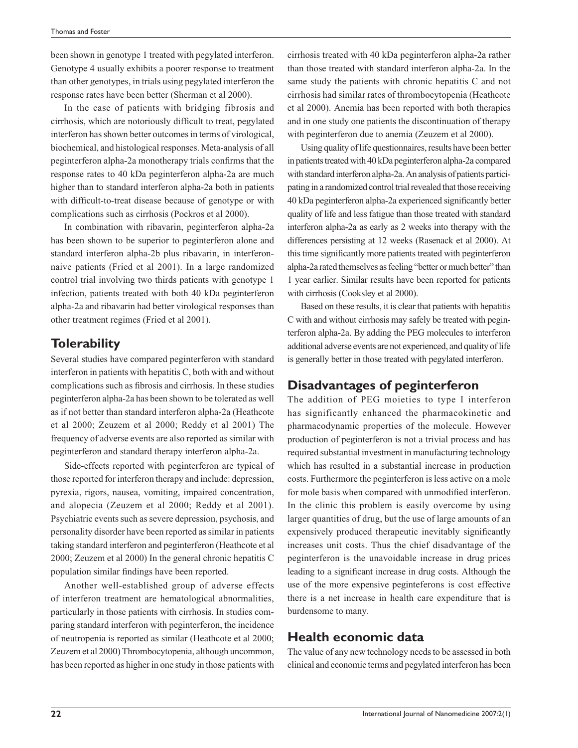been shown in genotype 1 treated with pegylated interferon. Genotype 4 usually exhibits a poorer response to treatment than other genotypes, in trials using pegylated interferon the response rates have been better (Sherman et al 2000).

In the case of patients with bridging fibrosis and cirrhosis, which are notoriously difficult to treat, pegylated interferon has shown better outcomes in terms of virological, biochemical, and histological responses. Meta-analysis of all peginterferon alpha-2a monotherapy trials confirms that the response rates to 40 kDa peginterferon alpha-2a are much higher than to standard interferon alpha-2a both in patients with difficult-to-treat disease because of genotype or with complications such as cirrhosis (Pockros et al 2000).

In combination with ribavarin, peginterferon alpha-2a has been shown to be superior to peginterferon alone and standard interferon alpha-2b plus ribavarin, in interferon-naive patients (Fried et al 2001). In a large randomized control trial involving two thirds patients with genotype 1 infection, patients treated with both 40 kDa peginterferon alpha-2a and ribavarin had better virological responses than other treatment regimes (Fried et al 2001).

## Tolerability

Several studies have compared peginterferon with standard interferon in patients with hepatitis C, both with and without complications such as fibrosis and cirrhosis. In these studies peginterferon alpha-2a has been shown to be tolerated as well as if not better than standard interferon alpha-2a (Heathcote et al 2000; Zeuzem et al 2000; Reddy et al 2001) The frequency of adverse events are also reported as similar with peginterferon and standard therapy interferon alpha-2a.

Side-effects reported with peginterferon are typical of those reported for interferon therapy and include: depression, pyrexia, rigors, nausea, vomiting, impaired concentration, and alopecia (Zeuzem et al 2000; Reddy et al 2001). Psychiatric events such as severe depression, psychosis, and personality disorder have been reported as similar in patients taking standard interferon and peginterferon (Heathcote et al 2000; Zeuzem et al 2000) In the general chronic hepatitis C population similar findings have been reported.

Another well-established group of adverse effects of interferon treatment are hematological abnormalities, particularly in those patients with cirrhosis. In studies comparing standard interferon with peginterferon, the incidence of neutropenia is reported as similar (Heathcote et al 2000; Zeuzem et al 2000) Thrombocytopenia, although uncommon, has been reported as higher in one study in those patients with cirrhosis treated with 40 kDa peginterferon alpha-2a rather than those treated with standard interferon alpha-2a. In the same study the patients with chronic hepatitis C and not cirrhosis had similar rates of thrombocytopenia (Heathcote et al 2000). Anemia has been reported with both therapies and in one study one patients the discontinuation of therapy with peginterferon due to anemia (Zeuzem et al 2000).

Using quality of life questionnaires, results have been better in patients treated with 40 kDa peginterferon alpha-2a compared with standard interferon alpha-2a. An analysis of patients participating in a randomized control trial revealed that those receiving 40 kDa peginterferon alpha-2a experienced significantly better quality of life and less fatigue than those treated with standard interferon alpha-2a as early as 2 weeks into therapy with the differences persisting at 12 weeks (Rasenack et al 2000). At this time significantly more patients treated with peginterferon alpha-2a rated themselves as feeling "better or much better" than 1 year earlier. Similar results have been reported for patients with cirrhosis (Cooksley et al 2000).

Based on these results, it is clear that patients with hepatitis C with and without cirrhosis may safely be treated with peginterferon alpha-2a. By adding the PEG molecules to interferon additional adverse events are not experienced, and quality of life is generally better in those treated with pegylated interferon.

## Disadvantages of peginterferon

The addition of PEG moieties to type I interferon has significantly enhanced the pharmacokinetic and pharmacodynamic properties of the molecule. However production of peginterferon is not a trivial process and has required substantial investment in manufacturing technology which has resulted in a substantial increase in production costs. Furthermore the peginterferon is less active on a mole for mole basis when compared with unmodified interferon. In the clinic this problem is easily overcome by using larger quantities of drug, but the use of large amounts of an expensively produced therapeutic inevitably significantly increases unit costs. Thus the chief disadvantage of the peginterferon is the unavoidable increase in drug prices leading to a significant increase in drug costs. Although the use of the more expensive peginteferons is cost effective there is a net increase in health care expenditure that is burdensome to many.

## Health economic data

The value of any new technology needs to be assessed in both clinical and economic terms and pegylated interferon has been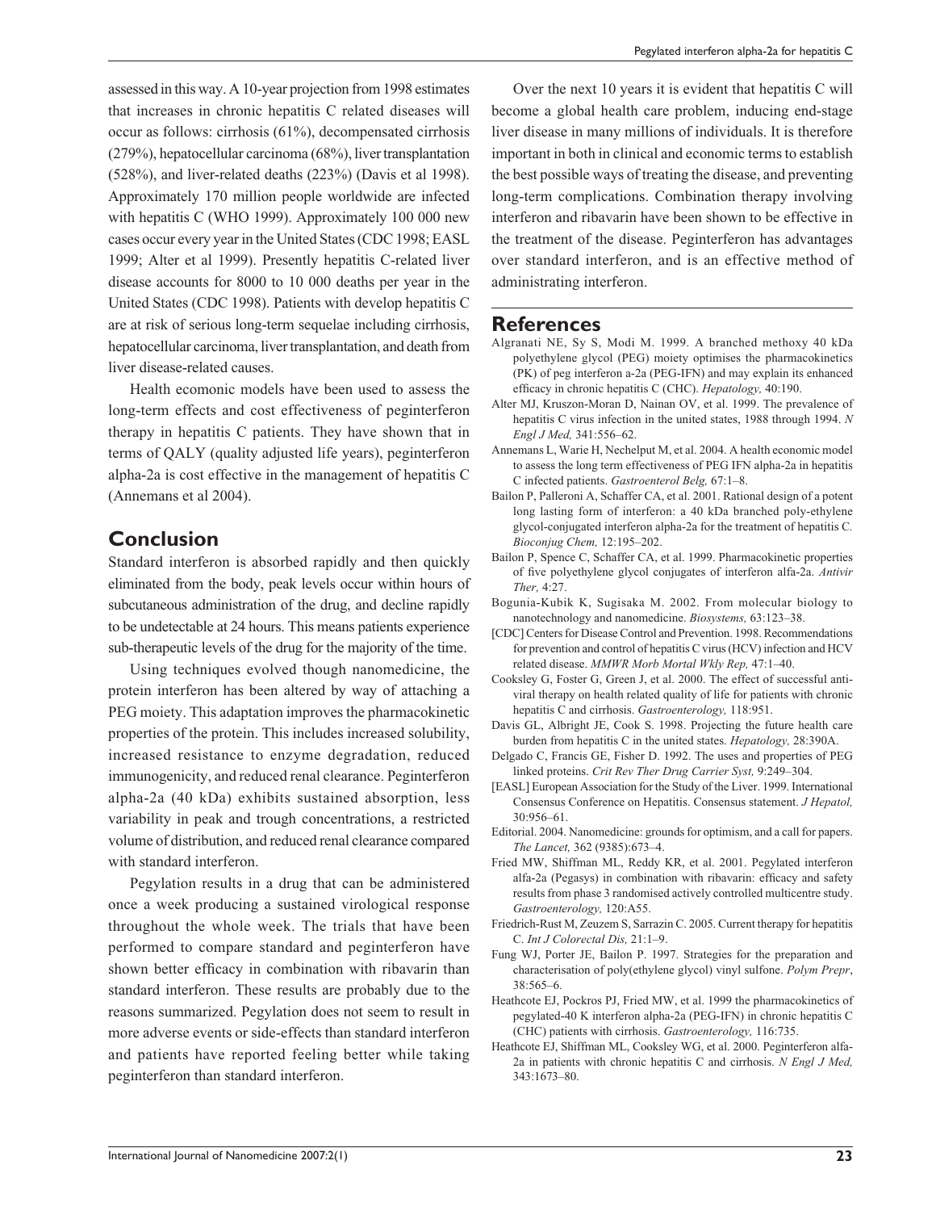assessed in this way. A 10-year projection from 1998 estimates that increases in chronic hepatitis C related diseases will occur as follows: cirrhosis (61%), decompensated cirrhosis (279%), hepatocellular carcinoma (68%), liver transplantation (528%), and liver-related deaths (223%) (Davis et al 1998). Approximately 170 million people worldwide are infected with hepatitis C (WHO 1999). Approximately 100 000 new cases occur every year in the United States (CDC 1998; EASL 1999; Alter et al 1999). Presently hepatitis C-related liver disease accounts for 8000 to 10 000 deaths per year in the United States (CDC 1998). Patients with develop hepatitis C are at risk of serious long-term sequelae including cirrhosis, hepatocellular carcinoma, liver transplantation, and death from liver disease-related causes.

Health ecomonic models have been used to assess the long-term effects and cost effectiveness of peginterferon therapy in hepatitis C patients. They have shown that in terms of QALY (quality adjusted life years), peginterferon alpha-2a is cost effective in the management of hepatitis C (Annemans et al 2004).

## Conclusion

Standard interferon is absorbed rapidly and then quickly eliminated from the body, peak levels occur within hours of subcutaneous administration of the drug, and decline rapidly to be undetectable at 24 hours. This means patients experience sub-therapeutic levels of the drug for the majority of the time.

Using techniques evolved though nanomedicine, the protein interferon has been altered by way of attaching a PEG moiety. This adaptation improves the pharmacokinetic properties of the protein. This includes increased solubility, increased resistance to enzyme degradation, reduced immunogenicity, and reduced renal clearance. Peginterferon alpha-2a (40 kDa) exhibits sustained absorption, less variability in peak and trough concentrations, a restricted volume of distribution, and reduced renal clearance compared with standard interferon.

Pegylation results in a drug that can be administered once a week producing a sustained virological response throughout the whole week. The trials that have been performed to compare standard and peginterferon have shown better efficacy in combination with ribavarin than standard interferon. These results are probably due to the reasons summarized. Pegylation does not seem to result in more adverse events or side-effects than standard interferon and patients have reported feeling better while taking peginterferon than standard interferon.

Over the next 10 years it is evident that hepatitis C will become a global health care problem, inducing end-stage liver disease in many millions of individuals. It is therefore important in both in clinical and economic terms to establish the best possible ways of treating the disease, and preventing long-term complications. Combination therapy involving interferon and ribavarin have been shown to be effective in the treatment of the disease. Peginterferon has advantages over standard interferon, and is an effective method of administrating interferon.

## References

Algranati NE, Sy S, Modi M. 1999. A branched methoxy 40 kDa polyethylene glycol (PEG) moiety optimises the pharmacokinetics (PK) of peg interferon a-2a (PEG-IFN) and may explain its enhanced efficacy in chronic hepatitis C (CHC). *Hepatology,* 40:190.

Alter MJ, Kruszon-Moran D, Nainan OV, et al. 1999. The prevalence of hepatitis C virus infection in the united states, 1988 through 1994. *N Engl J Med,* 341:556–62.

Annemans L, Warie H, Nechelput M, et al. 2004. A health economic model to assess the long term effectiveness of PEG IFN alpha-2a in hepatitis C infected patients. *Gastroenterol Belg,* 67:1–8.

Bailon P, Palleroni A, Schaffer CA, et al. 2001. Rational design of a potent long lasting form of interferon: a 40 kDa branched poly-ethylene glycol-conjugated interferon alpha-2a for the treatment of hepatitis C. *Bioconjug Chem,* 12:195–202.

Bailon P, Spence C, Schaffer CA, et al. 1999. Pharmacokinetic properties of five polyethylene glycol conjugates of interferon alfa-2a. *Antivir Ther,* 4:27.

Bogunia-Kubik K, Sugisaka M. 2002. From molecular biology to nanotechnology and nanomedicine. *Biosystems,* 63:123–38.

[CDC] Centers for Disease Control and Prevention. 1998. Recommendations for prevention and control of hepatitis C virus (HCV) infection and HCV related disease. *MMWR Morb Mortal Wkly Rep,* 47:1–40.

Cooksley G, Foster G, Green J, et al. 2000. The effect of successful anti-viral therapy on health related quality of life for patients with chronic hepatitis C and cirrhosis. *Gastroenterology,* 118:951.

Davis GL, Albright JE, Cook S. 1998. Projecting the future health care burden from hepatitis C in the united states. *Hepatology,* 28:390A.

Delgado C, Francis GE, Fisher D. 1992. The uses and properties of PEG linked proteins. *Crit Rev Ther Drug Carrier Syst,* 9:249–304.

[EASL] European Association for the Study of the Liver. 1999. International Consensus Conference on Hepatitis. Consensus statement. *J Hepatol,* 30:956–61.

Editorial. 2004. Nanomedicine: grounds for optimism, and a call for papers. *The Lancet,* 362 (9385):673–4.

Fried MW, Shiffman ML, Reddy KR, et al. 2001. Pegylated interferon alfa-2a (Pegasys) in combination with ribavarin: efficacy and safety results from phase 3 randomised actively controlled multicentre study. *Gastroenterology,* 120:A55.

Friedrich-Rust M, Zeuzem S, Sarrazin C. 2005. Current therapy for hepatitis C. *Int J Colorectal Dis,* 21:1–9.

Fung WJ, Porter JE, Bailon P. 1997. Strategies for the preparation and characterisation of poly(ethylene glycol) vinyl sulfone. *Polym Prepr*, 38:565–6.

Heathcote EJ, Pockros PJ, Fried MW, et al. 1999 the pharmacokinetics of pegylated-40 K interferon alpha-2a (PEG-IFN) in chronic hepatitis C (CHC) patients with cirrhosis. *Gastroenterology,* 116:735.

Heathcote EJ, Shiffman ML, Cooksley WG, et al. 2000. Peginterferon alfa-2a in patients with chronic hepatitis C and cirrhosis. *N Engl J Med,* 343:1673–80.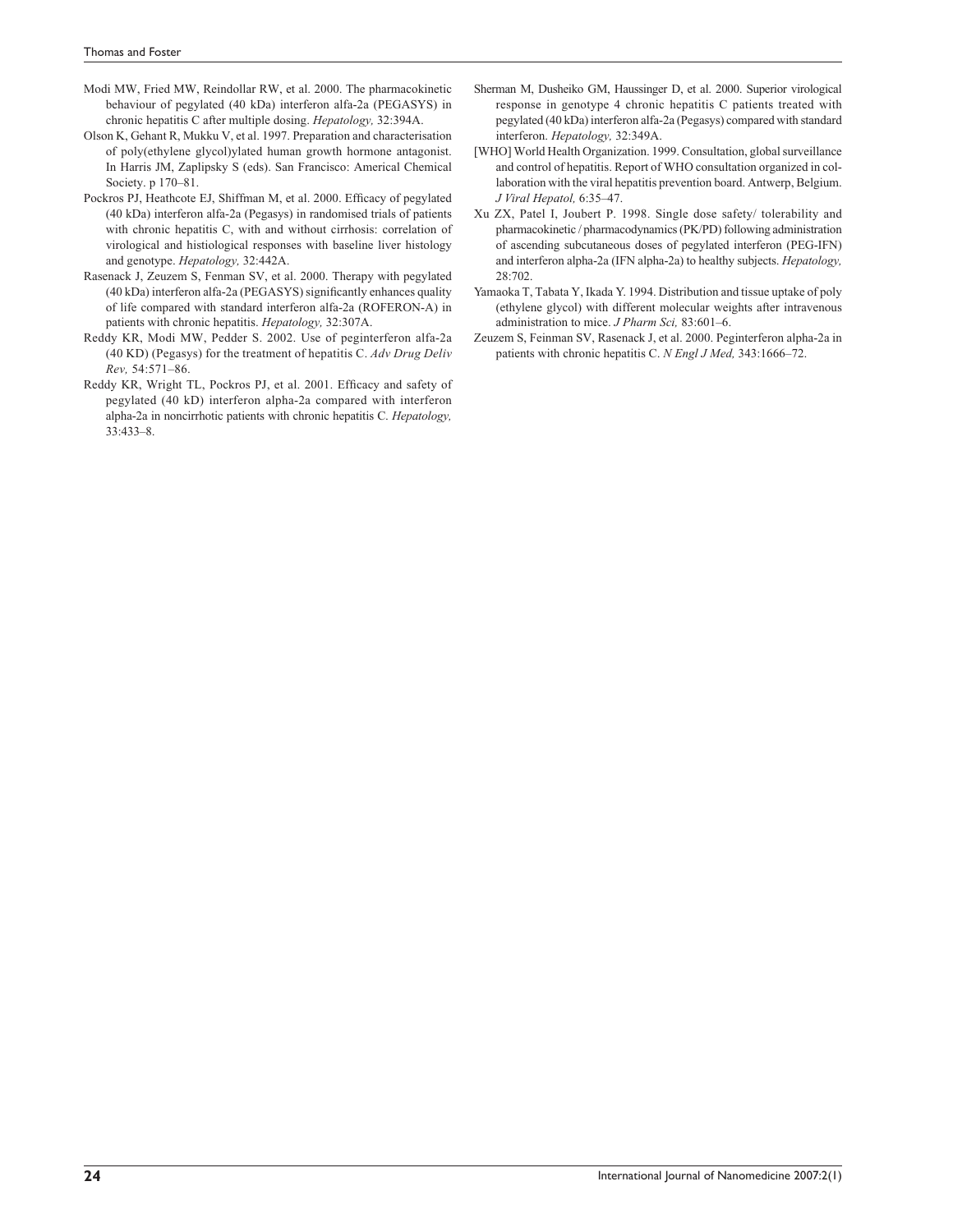Modi MW, Fried MW, Reindollar RW, et al. 2000. The pharmacokinetic behaviour of pegylated (40 kDa) interferon alfa-2a (PEGASYS) in chronic hepatitis C after multiple dosing. *Hepatology,* 32:394A.

Olson K, Gehant R, Mukku V, et al. 1997. Preparation and characterisation of poly(ethylene glycol)ylated human growth hormone antagonist. In Harris JM, Zaplipsky S (eds). San Francisco: Americal Chemical Society. p 170–81.

Pockros PJ, Heathcote EJ, Shiffman M, et al. 2000. Efficacy of pegylated (40 kDa) interferon alfa-2a (Pegasys) in randomised trials of patients with chronic hepatitis C, with and without cirrhosis: correlation of virological and histiological responses with baseline liver histology and genotype. *Hepatology,* 32:442A.

Rasenack J, Zeuzem S, Fenman SV, et al. 2000. Therapy with pegylated (40 kDa) interferon alfa-2a (PEGASYS) significantly enhances quality of life compared with standard interferon alfa-2a (ROFERON-A) in patients with chronic hepatitis. *Hepatology,* 32:307A.

Reddy KR, Modi MW, Pedder S. 2002. Use of peginterferon alfa-2a (40 KD) (Pegasys) for the treatment of hepatitis C. *Adv Drug Deliv Rev,* 54:571–86.

Reddy KR, Wright TL, Pockros PJ, et al. 2001. Efficacy and safety of pegylated (40 kD) interferon alpha-2a compared with interferon alpha-2a in noncirrhotic patients with chronic hepatitis C. *Hepatology,* 33:433–8.

Sherman M, Dusheiko GM, Haussinger D, et al. 2000. Superior virological response in genotype 4 chronic hepatitis C patients treated with pegylated (40 kDa) interferon alfa-2a (Pegasys) compared with standard interferon. *Hepatology,* 32:349A.

[WHO] World Health Organization. 1999. Consultation, global surveillance and control of hepatitis. Report of WHO consultation organized in collaboration with the viral hepatitis prevention board. Antwerp, Belgium. *J Viral Hepatol,* 6:35–47.

Xu ZX, Patel I, Joubert P. 1998. Single dose safety/ tolerability and pharmacokinetic / pharmacodynamics (PK/PD) following administration of ascending subcutaneous doses of pegylated interferon (PEG-IFN) and interferon alpha-2a (IFN alpha-2a) to healthy subjects. *Hepatology,* 28:702.

Yamaoka T, Tabata Y, Ikada Y. 1994. Distribution and tissue uptake of poly (ethylene glycol) with different molecular weights after intravenous administration to mice. *J Pharm Sci,* 83:601–6.

Zeuzem S, Feinman SV, Rasenack J, et al. 2000. Peginterferon alpha-2a in patients with chronic hepatitis C. *N Engl J Med,* 343:1666–72.